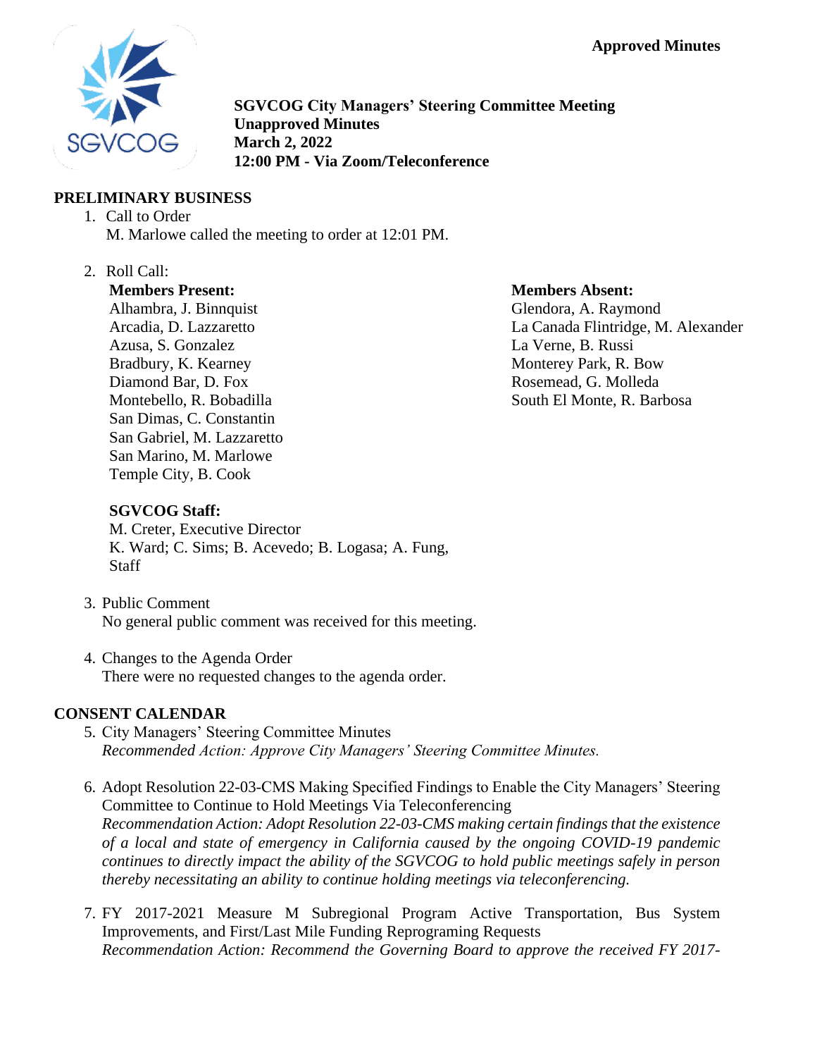**Approved Minutes**

**SGVCOG City Managers' Steering Committee Meeting**
**Unapproved Minutes**
**March 2, 2022**
**12:00 PM - Via Zoom/Teleconference**

## PRELIMINARY BUSINESS

1. Call to Order
   M. Marlowe called the meeting to order at 12:01 PM.

2. Roll Call:

   **Members Present:**
   Alhambra, J. Binnquist
   Arcadia, D. Lazzaretto
   Azusa, S. Gonzalez
   Bradbury, K. Kearney
   Diamond Bar, D. Fox
   Montebello, R. Bobadilla
   San Dimas, C. Constantin
   San Gabriel, M. Lazzaretto
   San Marino, M. Marlowe
   Temple City, B. Cook

   **Members Absent:**
   Glendora, A. Raymond
   La Canada Flintridge, M. Alexander
   La Verne, B. Russi
   Monterey Park, R. Bow
   Rosemead, G. Molleda
   South El Monte, R. Barbosa

   **SGVCOG Staff:**
   M. Creter, Executive Director
   K. Ward; C. Sims; B. Acevedo; B. Logasa; A. Fung, Staff

3. Public Comment
   No general public comment was received for this meeting.

4. Changes to the Agenda Order
   There were no requested changes to the agenda order.

## CONSENT CALENDAR

5. City Managers' Steering Committee Minutes
   *Recommended Action: Approve City Managers' Steering Committee Minutes.*

6. Adopt Resolution 22-03-CMS Making Specified Findings to Enable the City Managers' Steering Committee to Continue to Hold Meetings Via Teleconferencing
   *Recommendation Action: Adopt Resolution 22-03-CMS making certain findings that the existence of a local and state of emergency in California caused by the ongoing COVID-19 pandemic continues to directly impact the ability of the SGVCOG to hold public meetings safely in person thereby necessitating an ability to continue holding meetings via teleconferencing.*

7. FY 2017-2021 Measure M Subregional Program Active Transportation, Bus System Improvements, and First/Last Mile Funding Reprograming Requests
   *Recommendation Action: Recommend the Governing Board to approve the received FY 2017-*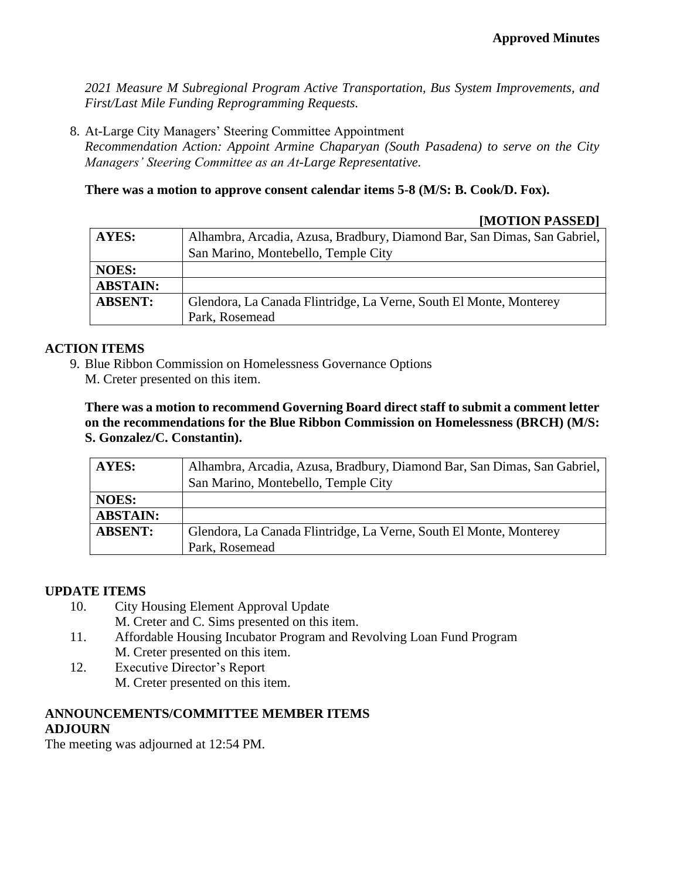**Approved Minutes**

*2021 Measure M Subregional Program Active Transportation, Bus System Improvements, and First/Last Mile Funding Reprogramming Requests.*

8. At-Large City Managers' Steering Committee Appointment
   *Recommendation Action: Appoint Armine Chaparyan (South Pasadena) to serve on the City Managers' Steering Committee as an At-Large Representative.*

**There was a motion to approve consent calendar items 5-8 (M/S: B. Cook/D. Fox).**

**[MOTION PASSED]**

| | |
|---|---|
| **AYES:** | Alhambra, Arcadia, Azusa, Bradbury, Diamond Bar, San Dimas, San Gabriel, San Marino, Montebello, Temple City |
| **NOES:** | |
| **ABSTAIN:** | |
| **ABSENT:** | Glendora, La Canada Flintridge, La Verne, South El Monte, Monterey Park, Rosemead |

## ACTION ITEMS

9. Blue Ribbon Commission on Homelessness Governance Options
   M. Creter presented on this item.

**There was a motion to recommend Governing Board direct staff to submit a comment letter on the recommendations for the Blue Ribbon Commission on Homelessness (BRCH) (M/S: S. Gonzalez/C. Constantin).**

| | |
|---|---|
| **AYES:** | Alhambra, Arcadia, Azusa, Bradbury, Diamond Bar, San Dimas, San Gabriel, San Marino, Montebello, Temple City |
| **NOES:** | |
| **ABSTAIN:** | |
| **ABSENT:** | Glendora, La Canada Flintridge, La Verne, South El Monte, Monterey Park, Rosemead |

## UPDATE ITEMS

10. City Housing Element Approval Update
    M. Creter and C. Sims presented on this item.
11. Affordable Housing Incubator Program and Revolving Loan Fund Program
    M. Creter presented on this item.
12. Executive Director's Report
    M. Creter presented on this item.

## ANNOUNCEMENTS/COMMITTEE MEMBER ITEMS

## ADJOURN

The meeting was adjourned at 12:54 PM.